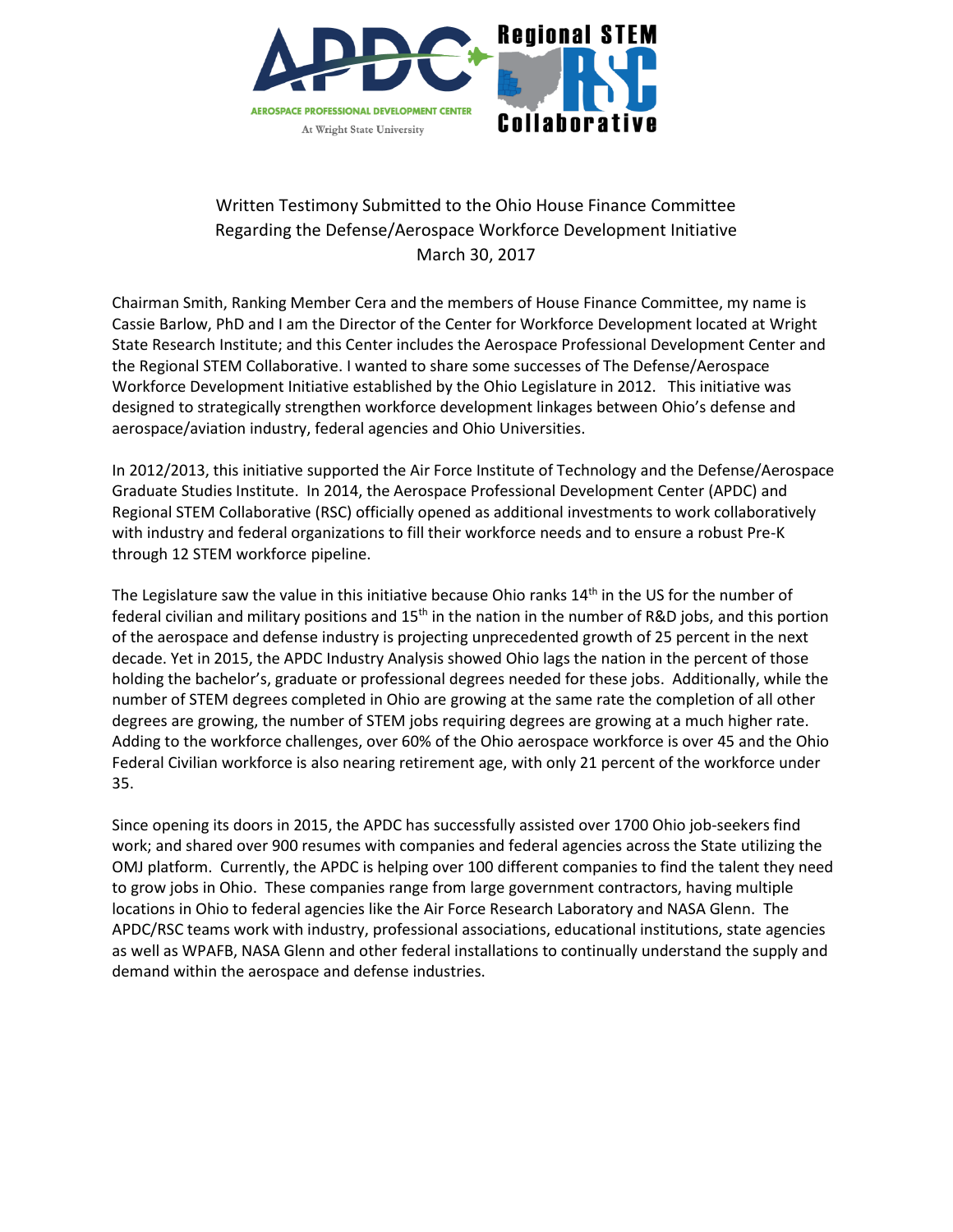Written Testimony Submitted to the Ohio House Finance Committee
Regarding the Defense/Aerospace Workforce Development Initiative
March 30, 2017

Chairman Smith, Ranking Member Cera and the members of House Finance Committee, my name is Cassie Barlow, PhD and I am the Director of the Center for Workforce Development located at Wright State Research Institute; and this Center includes the Aerospace Professional Development Center and the Regional STEM Collaborative. I wanted to share some successes of The Defense/Aerospace Workforce Development Initiative established by the Ohio Legislature in 2012. This initiative was designed to strategically strengthen workforce development linkages between Ohio's defense and aerospace/aviation industry, federal agencies and Ohio Universities.

In 2012/2013, this initiative supported the Air Force Institute of Technology and the Defense/Aerospace Graduate Studies Institute. In 2014, the Aerospace Professional Development Center (APDC) and Regional STEM Collaborative (RSC) officially opened as additional investments to work collaboratively with industry and federal organizations to fill their workforce needs and to ensure a robust Pre-K through 12 STEM workforce pipeline.

The Legislature saw the value in this initiative because Ohio ranks 14th in the US for the number of federal civilian and military positions and 15th in the nation in the number of R&D jobs, and this portion of the aerospace and defense industry is projecting unprecedented growth of 25 percent in the next decade. Yet in 2015, the APDC Industry Analysis showed Ohio lags the nation in the percent of those holding the bachelor's, graduate or professional degrees needed for these jobs. Additionally, while the number of STEM degrees completed in Ohio are growing at the same rate the completion of all other degrees are growing, the number of STEM jobs requiring degrees are growing at a much higher rate. Adding to the workforce challenges, over 60% of the Ohio aerospace workforce is over 45 and the Ohio Federal Civilian workforce is also nearing retirement age, with only 21 percent of the workforce under 35.

Since opening its doors in 2015, the APDC has successfully assisted over 1700 Ohio job-seekers find work; and shared over 900 resumes with companies and federal agencies across the State utilizing the OMJ platform. Currently, the APDC is helping over 100 different companies to find the talent they need to grow jobs in Ohio. These companies range from large government contractors, having multiple locations in Ohio to federal agencies like the Air Force Research Laboratory and NASA Glenn. The APDC/RSC teams work with industry, professional associations, educational institutions, state agencies as well as WPAFB, NASA Glenn and other federal installations to continually understand the supply and demand within the aerospace and defense industries.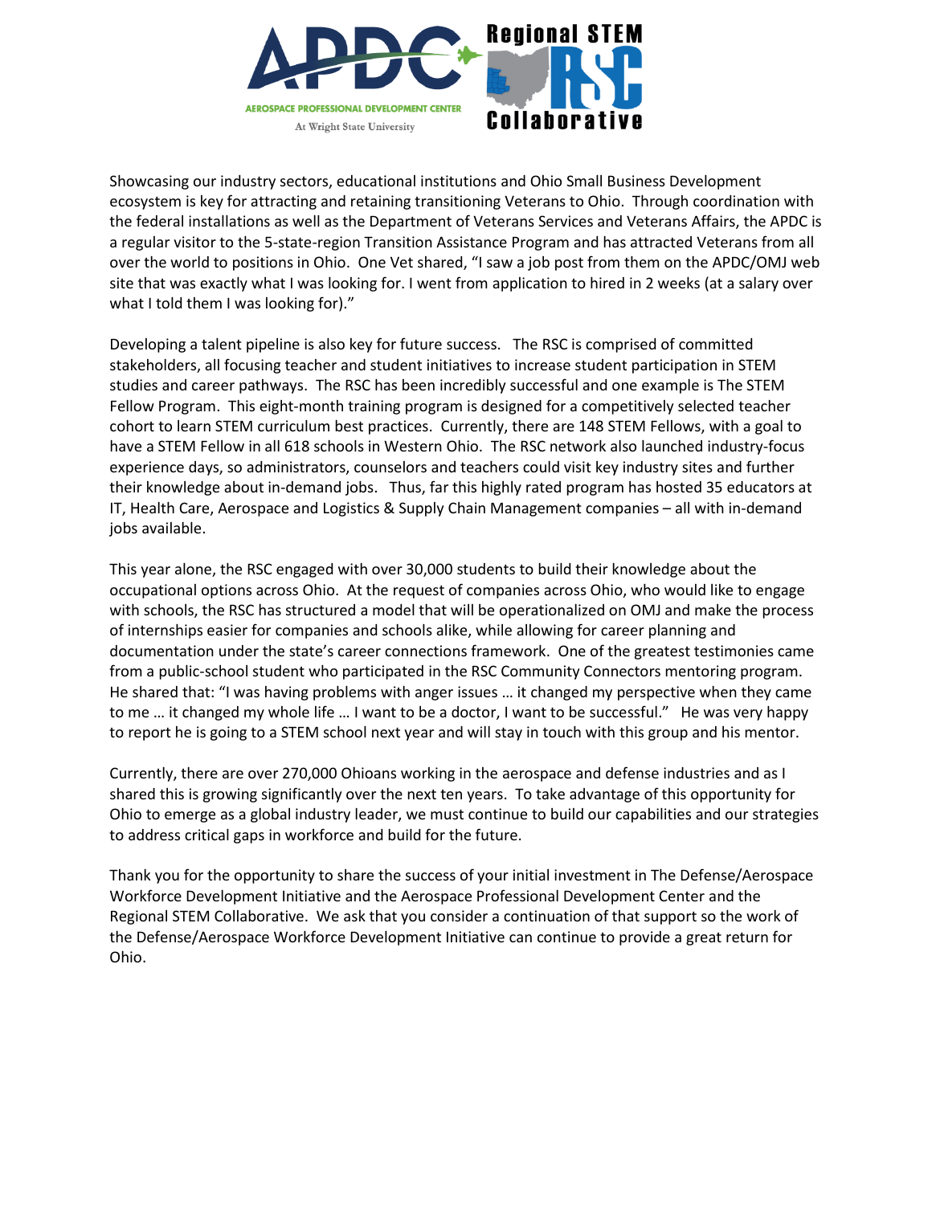Showcasing our industry sectors, educational institutions and Ohio Small Business Development ecosystem is key for attracting and retaining transitioning Veterans to Ohio. Through coordination with the federal installations as well as the Department of Veterans Services and Veterans Affairs, the APDC is a regular visitor to the 5-state-region Transition Assistance Program and has attracted Veterans from all over the world to positions in Ohio. One Vet shared, "I saw a job post from them on the APDC/OMJ web site that was exactly what I was looking for. I went from application to hired in 2 weeks (at a salary over what I told them I was looking for)."

Developing a talent pipeline is also key for future success. The RSC is comprised of committed stakeholders, all focusing teacher and student initiatives to increase student participation in STEM studies and career pathways. The RSC has been incredibly successful and one example is The STEM Fellow Program. This eight-month training program is designed for a competitively selected teacher cohort to learn STEM curriculum best practices. Currently, there are 148 STEM Fellows, with a goal to have a STEM Fellow in all 618 schools in Western Ohio. The RSC network also launched industry-focus experience days, so administrators, counselors and teachers could visit key industry sites and further their knowledge about in-demand jobs. Thus, far this highly rated program has hosted 35 educators at IT, Health Care, Aerospace and Logistics & Supply Chain Management companies – all with in-demand jobs available.

This year alone, the RSC engaged with over 30,000 students to build their knowledge about the occupational options across Ohio. At the request of companies across Ohio, who would like to engage with schools, the RSC has structured a model that will be operationalized on OMJ and make the process of internships easier for companies and schools alike, while allowing for career planning and documentation under the state's career connections framework. One of the greatest testimonies came from a public-school student who participated in the RSC Community Connectors mentoring program. He shared that: "I was having problems with anger issues … it changed my perspective when they came to me … it changed my whole life … I want to be a doctor, I want to be successful." He was very happy to report he is going to a STEM school next year and will stay in touch with this group and his mentor.

Currently, there are over 270,000 Ohioans working in the aerospace and defense industries and as I shared this is growing significantly over the next ten years. To take advantage of this opportunity for Ohio to emerge as a global industry leader, we must continue to build our capabilities and our strategies to address critical gaps in workforce and build for the future.

Thank you for the opportunity to share the success of your initial investment in The Defense/Aerospace Workforce Development Initiative and the Aerospace Professional Development Center and the Regional STEM Collaborative. We ask that you consider a continuation of that support so the work of the Defense/Aerospace Workforce Development Initiative can continue to provide a great return for Ohio.